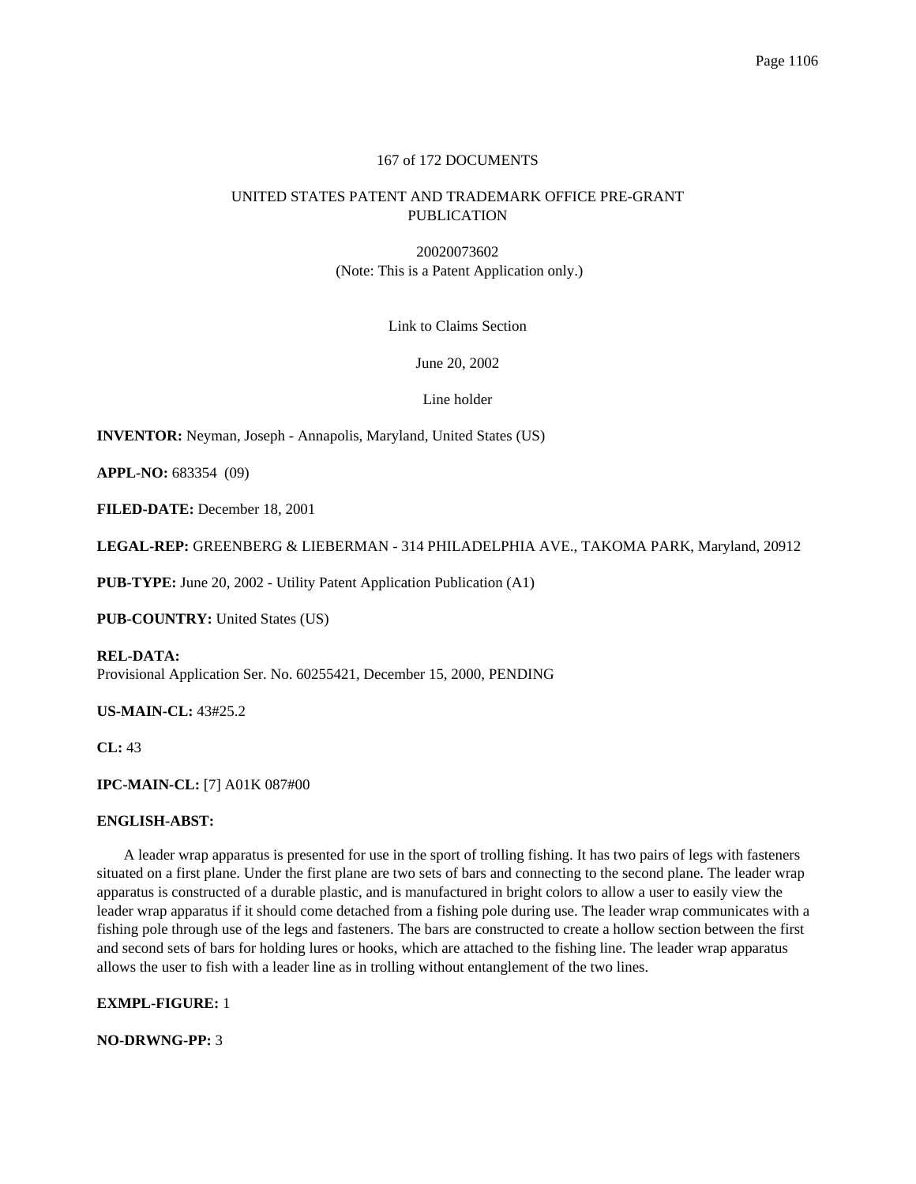167 of 172 DOCUMENTS

UNITED STATES PATENT AND TRADEMARK OFFICE PRE-GRANT PUBLICATION

20020073602
(Note: This is a Patent Application only.)

Link to Claims Section

June 20, 2002

Line holder

**INVENTOR:** Neyman, Joseph - Annapolis, Maryland, United States (US)

**APPL-NO:** 683354 (09)

**FILED-DATE:** December 18, 2001

**LEGAL-REP:** GREENBERG & LIEBERMAN - 314 PHILADELPHIA AVE., TAKOMA PARK, Maryland, 20912

**PUB-TYPE:** June 20, 2002 - Utility Patent Application Publication (A1)

**PUB-COUNTRY:** United States (US)

**REL-DATA:**
Provisional Application Ser. No. 60255421, December 15, 2000, PENDING

**US-MAIN-CL:** 43#25.2

**CL:** 43

**IPC-MAIN-CL:** [7] A01K 087#00

**ENGLISH-ABST:**

A leader wrap apparatus is presented for use in the sport of trolling fishing. It has two pairs of legs with fasteners situated on a first plane. Under the first plane are two sets of bars and connecting to the second plane. The leader wrap apparatus is constructed of a durable plastic, and is manufactured in bright colors to allow a user to easily view the leader wrap apparatus if it should come detached from a fishing pole during use. The leader wrap communicates with a fishing pole through use of the legs and fasteners. The bars are constructed to create a hollow section between the first and second sets of bars for holding lures or hooks, which are attached to the fishing line. The leader wrap apparatus allows the user to fish with a leader line as in trolling without entanglement of the two lines.

**EXMPL-FIGURE:** 1

**NO-DRWNG-PP:** 3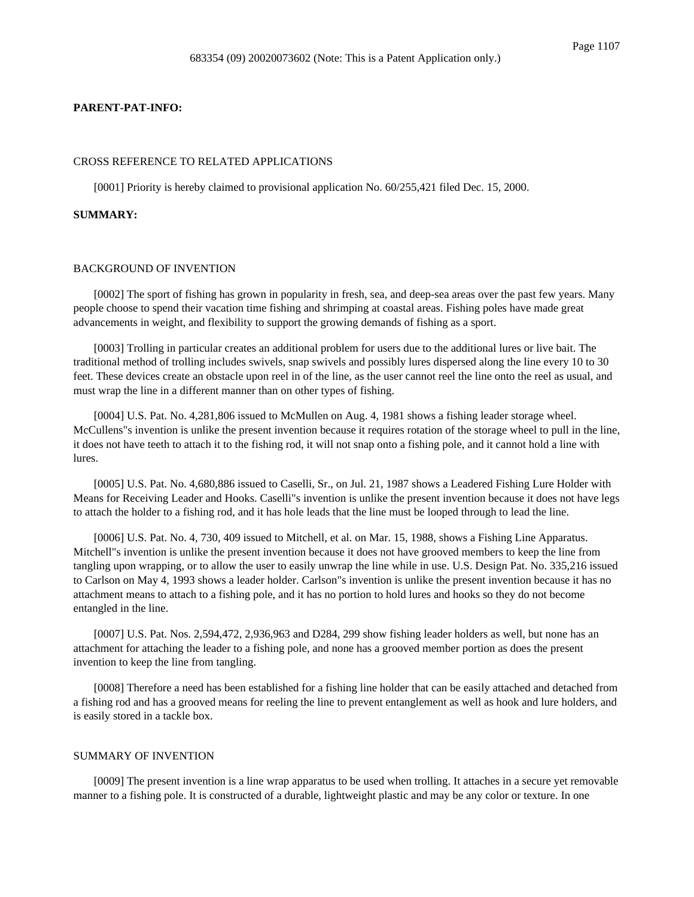683354 (09) 20020073602 (Note: This is a Patent Application only.)

**PARENT-PAT-INFO:**

CROSS REFERENCE TO RELATED APPLICATIONS

[0001] Priority is hereby claimed to provisional application No. 60/255,421 filed Dec. 15, 2000.

**SUMMARY:**

BACKGROUND OF INVENTION

[0002] The sport of fishing has grown in popularity in fresh, sea, and deep-sea areas over the past few years. Many people choose to spend their vacation time fishing and shrimping at coastal areas. Fishing poles have made great advancements in weight, and flexibility to support the growing demands of fishing as a sport.

[0003] Trolling in particular creates an additional problem for users due to the additional lures or live bait. The traditional method of trolling includes swivels, snap swivels and possibly lures dispersed along the line every 10 to 30 feet. These devices create an obstacle upon reel in of the line, as the user cannot reel the line onto the reel as usual, and must wrap the line in a different manner than on other types of fishing.

[0004] U.S. Pat. No. 4,281,806 issued to McMullen on Aug. 4, 1981 shows a fishing leader storage wheel. McCullens"s invention is unlike the present invention because it requires rotation of the storage wheel to pull in the line, it does not have teeth to attach it to the fishing rod, it will not snap onto a fishing pole, and it cannot hold a line with lures.

[0005] U.S. Pat. No. 4,680,886 issued to Caselli, Sr., on Jul. 21, 1987 shows a Leadered Fishing Lure Holder with Means for Receiving Leader and Hooks. Caselli"s invention is unlike the present invention because it does not have legs to attach the holder to a fishing rod, and it has hole leads that the line must be looped through to lead the line.

[0006] U.S. Pat. No. 4, 730, 409 issued to Mitchell, et al. on Mar. 15, 1988, shows a Fishing Line Apparatus. Mitchell"s invention is unlike the present invention because it does not have grooved members to keep the line from tangling upon wrapping, or to allow the user to easily unwrap the line while in use. U.S. Design Pat. No. 335,216 issued to Carlson on May 4, 1993 shows a leader holder. Carlson"s invention is unlike the present invention because it has no attachment means to attach to a fishing pole, and it has no portion to hold lures and hooks so they do not become entangled in the line.

[0007] U.S. Pat. Nos. 2,594,472, 2,936,963 and D284, 299 show fishing leader holders as well, but none has an attachment for attaching the leader to a fishing pole, and none has a grooved member portion as does the present invention to keep the line from tangling.

[0008] Therefore a need has been established for a fishing line holder that can be easily attached and detached from a fishing rod and has a grooved means for reeling the line to prevent entanglement as well as hook and lure holders, and is easily stored in a tackle box.

SUMMARY OF INVENTION

[0009] The present invention is a line wrap apparatus to be used when trolling. It attaches in a secure yet removable manner to a fishing pole. It is constructed of a durable, lightweight plastic and may be any color or texture. In one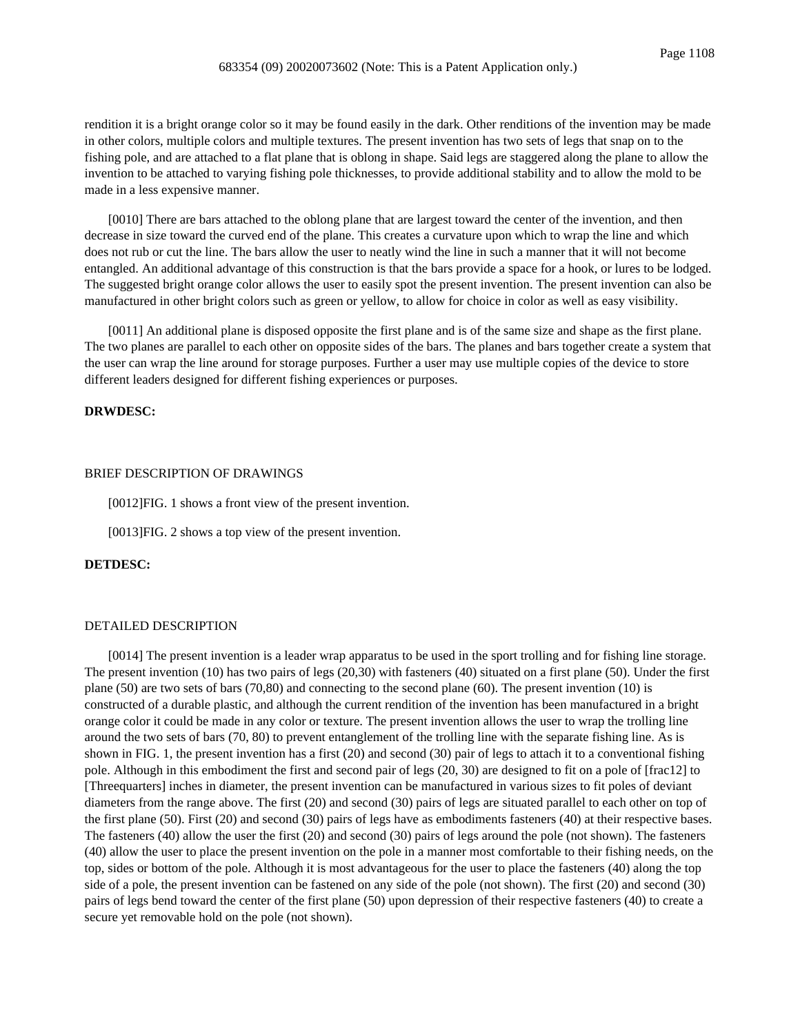rendition it is a bright orange color so it may be found easily in the dark. Other renditions of the invention may be made in other colors, multiple colors and multiple textures. The present invention has two sets of legs that snap on to the fishing pole, and are attached to a flat plane that is oblong in shape. Said legs are staggered along the plane to allow the invention to be attached to varying fishing pole thicknesses, to provide additional stability and to allow the mold to be made in a less expensive manner.

[0010] There are bars attached to the oblong plane that are largest toward the center of the invention, and then decrease in size toward the curved end of the plane. This creates a curvature upon which to wrap the line and which does not rub or cut the line. The bars allow the user to neatly wind the line in such a manner that it will not become entangled. An additional advantage of this construction is that the bars provide a space for a hook, or lures to be lodged. The suggested bright orange color allows the user to easily spot the present invention. The present invention can also be manufactured in other bright colors such as green or yellow, to allow for choice in color as well as easy visibility.

[0011] An additional plane is disposed opposite the first plane and is of the same size and shape as the first plane. The two planes are parallel to each other on opposite sides of the bars. The planes and bars together create a system that the user can wrap the line around for storage purposes. Further a user may use multiple copies of the device to store different leaders designed for different fishing experiences or purposes.

**DRWDESC:**

BRIEF DESCRIPTION OF DRAWINGS

[0012]FIG. 1 shows a front view of the present invention.

[0013]FIG. 2 shows a top view of the present invention.

**DETDESC:**

DETAILED DESCRIPTION

[0014] The present invention is a leader wrap apparatus to be used in the sport trolling and for fishing line storage. The present invention (10) has two pairs of legs (20,30) with fasteners (40) situated on a first plane (50). Under the first plane (50) are two sets of bars (70,80) and connecting to the second plane (60). The present invention (10) is constructed of a durable plastic, and although the current rendition of the invention has been manufactured in a bright orange color it could be made in any color or texture. The present invention allows the user to wrap the trolling line around the two sets of bars (70, 80) to prevent entanglement of the trolling line with the separate fishing line. As is shown in FIG. 1, the present invention has a first (20) and second (30) pair of legs to attach it to a conventional fishing pole. Although in this embodiment the first and second pair of legs (20, 30) are designed to fit on a pole of [frac12] to [Threequarters] inches in diameter, the present invention can be manufactured in various sizes to fit poles of deviant diameters from the range above. The first (20) and second (30) pairs of legs are situated parallel to each other on top of the first plane (50). First (20) and second (30) pairs of legs have as embodiments fasteners (40) at their respective bases. The fasteners (40) allow the user the first (20) and second (30) pairs of legs around the pole (not shown). The fasteners (40) allow the user to place the present invention on the pole in a manner most comfortable to their fishing needs, on the top, sides or bottom of the pole. Although it is most advantageous for the user to place the fasteners (40) along the top side of a pole, the present invention can be fastened on any side of the pole (not shown). The first (20) and second (30) pairs of legs bend toward the center of the first plane (50) upon depression of their respective fasteners (40) to create a secure yet removable hold on the pole (not shown).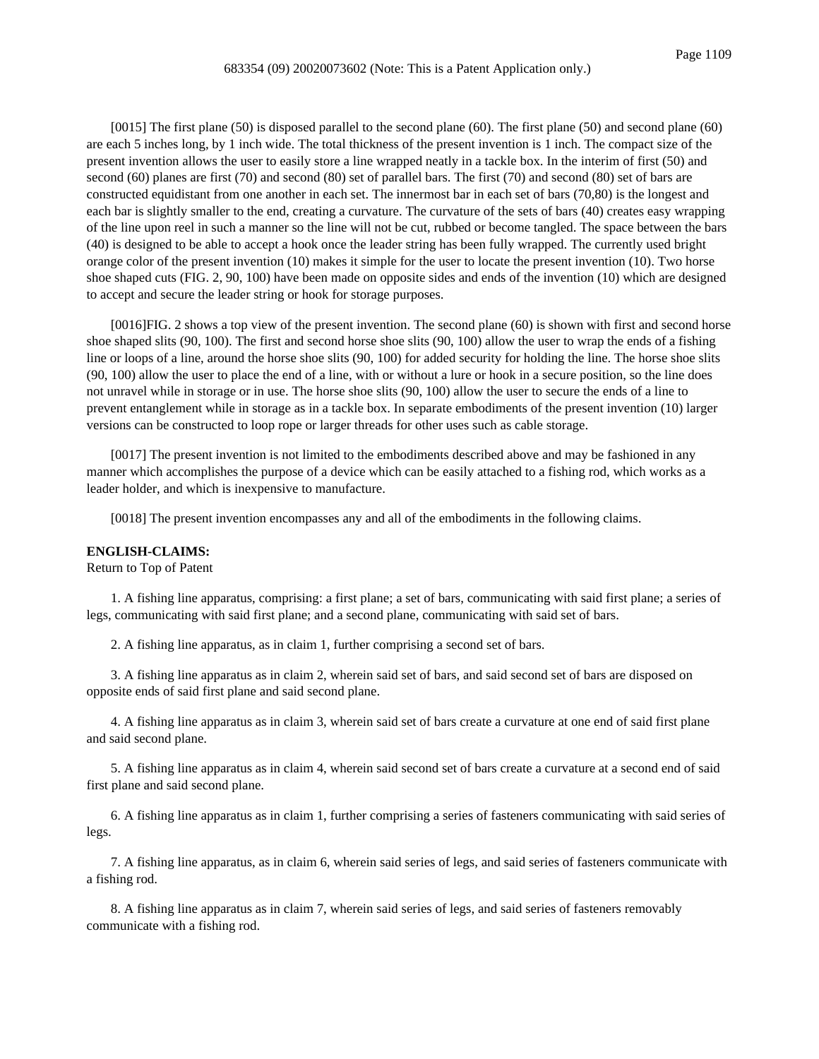[0015] The first plane (50) is disposed parallel to the second plane (60). The first plane (50) and second plane (60) are each 5 inches long, by 1 inch wide. The total thickness of the present invention is 1 inch. The compact size of the present invention allows the user to easily store a line wrapped neatly in a tackle box. In the interim of first (50) and second (60) planes are first (70) and second (80) set of parallel bars. The first (70) and second (80) set of bars are constructed equidistant from one another in each set. The innermost bar in each set of bars (70,80) is the longest and each bar is slightly smaller to the end, creating a curvature. The curvature of the sets of bars (40) creates easy wrapping of the line upon reel in such a manner so the line will not be cut, rubbed or become tangled. The space between the bars (40) is designed to be able to accept a hook once the leader string has been fully wrapped. The currently used bright orange color of the present invention (10) makes it simple for the user to locate the present invention (10). Two horse shoe shaped cuts (FIG. 2, 90, 100) have been made on opposite sides and ends of the invention (10) which are designed to accept and secure the leader string or hook for storage purposes.

[0016]FIG. 2 shows a top view of the present invention. The second plane (60) is shown with first and second horse shoe shaped slits (90, 100). The first and second horse shoe slits (90, 100) allow the user to wrap the ends of a fishing line or loops of a line, around the horse shoe slits (90, 100) for added security for holding the line. The horse shoe slits (90, 100) allow the user to place the end of a line, with or without a lure or hook in a secure position, so the line does not unravel while in storage or in use. The horse shoe slits (90, 100) allow the user to secure the ends of a line to prevent entanglement while in storage as in a tackle box. In separate embodiments of the present invention (10) larger versions can be constructed to loop rope or larger threads for other uses such as cable storage.

[0017] The present invention is not limited to the embodiments described above and may be fashioned in any manner which accomplishes the purpose of a device which can be easily attached to a fishing rod, which works as a leader holder, and which is inexpensive to manufacture.

[0018] The present invention encompasses any and all of the embodiments in the following claims.

**ENGLISH-CLAIMS:**

Return to Top of Patent

1. A fishing line apparatus, comprising: a first plane; a set of bars, communicating with said first plane; a series of legs, communicating with said first plane; and a second plane, communicating with said set of bars.

2. A fishing line apparatus, as in claim 1, further comprising a second set of bars.

3. A fishing line apparatus as in claim 2, wherein said set of bars, and said second set of bars are disposed on opposite ends of said first plane and said second plane.

4. A fishing line apparatus as in claim 3, wherein said set of bars create a curvature at one end of said first plane and said second plane.

5. A fishing line apparatus as in claim 4, wherein said second set of bars create a curvature at a second end of said first plane and said second plane.

6. A fishing line apparatus as in claim 1, further comprising a series of fasteners communicating with said series of legs.

7. A fishing line apparatus, as in claim 6, wherein said series of legs, and said series of fasteners communicate with a fishing rod.

8. A fishing line apparatus as in claim 7, wherein said series of legs, and said series of fasteners removably communicate with a fishing rod.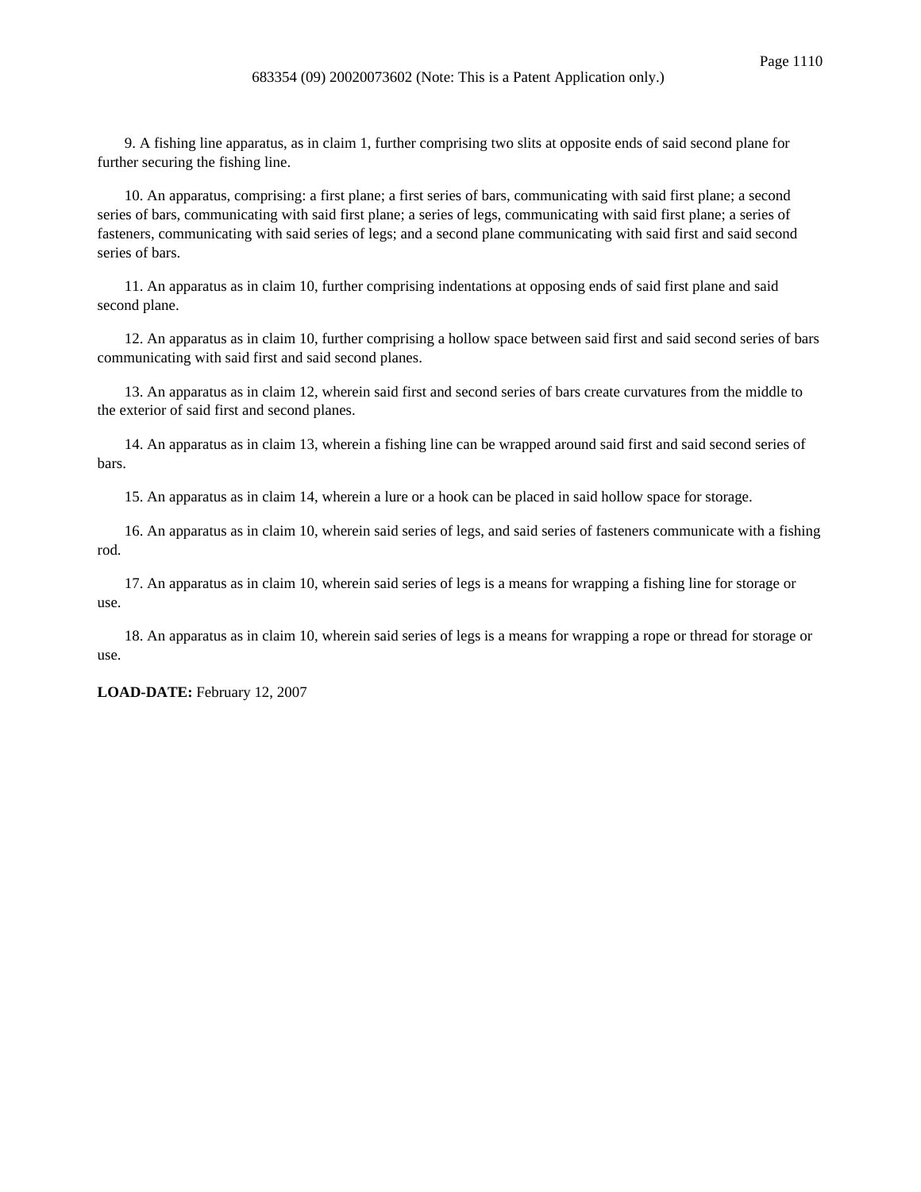9. A fishing line apparatus, as in claim 1, further comprising two slits at opposite ends of said second plane for further securing the fishing line.

10. An apparatus, comprising: a first plane; a first series of bars, communicating with said first plane; a second series of bars, communicating with said first plane; a series of legs, communicating with said first plane; a series of fasteners, communicating with said series of legs; and a second plane communicating with said first and said second series of bars.

11. An apparatus as in claim 10, further comprising indentations at opposing ends of said first plane and said second plane.

12. An apparatus as in claim 10, further comprising a hollow space between said first and said second series of bars communicating with said first and said second planes.

13. An apparatus as in claim 12, wherein said first and second series of bars create curvatures from the middle to the exterior of said first and second planes.

14. An apparatus as in claim 13, wherein a fishing line can be wrapped around said first and said second series of bars.

15. An apparatus as in claim 14, wherein a lure or a hook can be placed in said hollow space for storage.

16. An apparatus as in claim 10, wherein said series of legs, and said series of fasteners communicate with a fishing rod.

17. An apparatus as in claim 10, wherein said series of legs is a means for wrapping a fishing line for storage or use.

18. An apparatus as in claim 10, wherein said series of legs is a means for wrapping a rope or thread for storage or use.

**LOAD-DATE:** February 12, 2007